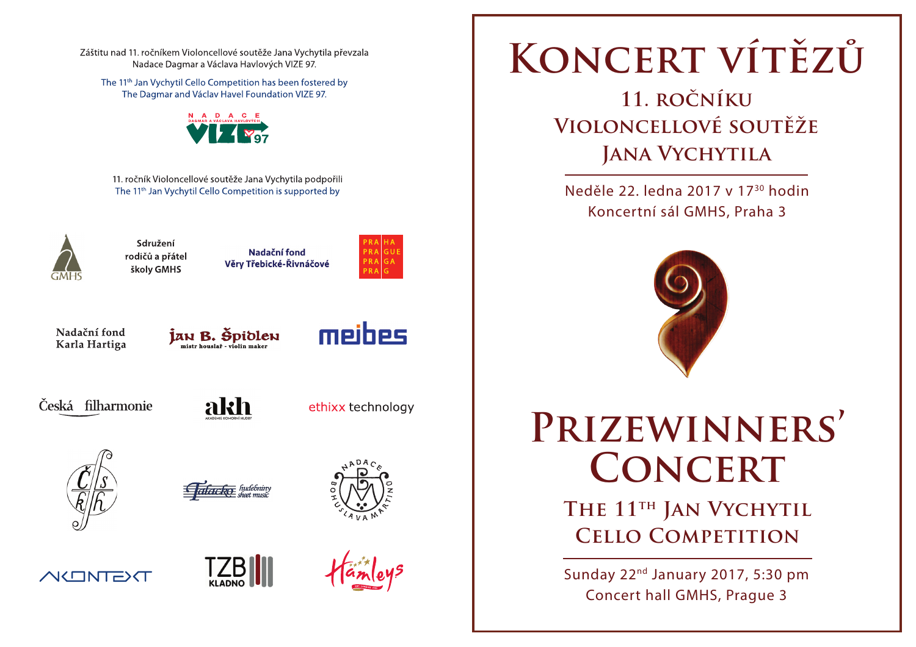Záštitu nad 11. ročníkem Violoncellové soutěže Jana Vychytila převzala Nadace Dagmar a Václava Havlových VIZE 97.

The 11th Jan Vychytil Cello Competition has been fostered by The Dagmar and Václav Havel Foundation VIZE 97.

11. ročník Violoncellové soutěže Jana Vychytila podpořili
The 11th Jan Vychytil Cello Competition is supported by

Sdružení rodičů a přátel školy GMHS

Nadační fond Věry Třebické-Řivnáčové

Nadační fond Karla Hartiga

# Koncert vítězů

## 11. ročníku Violoncellové soutěže Jana Vychytila

Neděle 22. ledna 2017 v 17:30 hodin
Koncertní sál GMHS, Praha 3

# Prizewinners' Concert

## The 11th Jan Vychytil Cello Competition

Sunday 22nd January 2017, 5:30 pm
Concert hall GMHS, Prague 3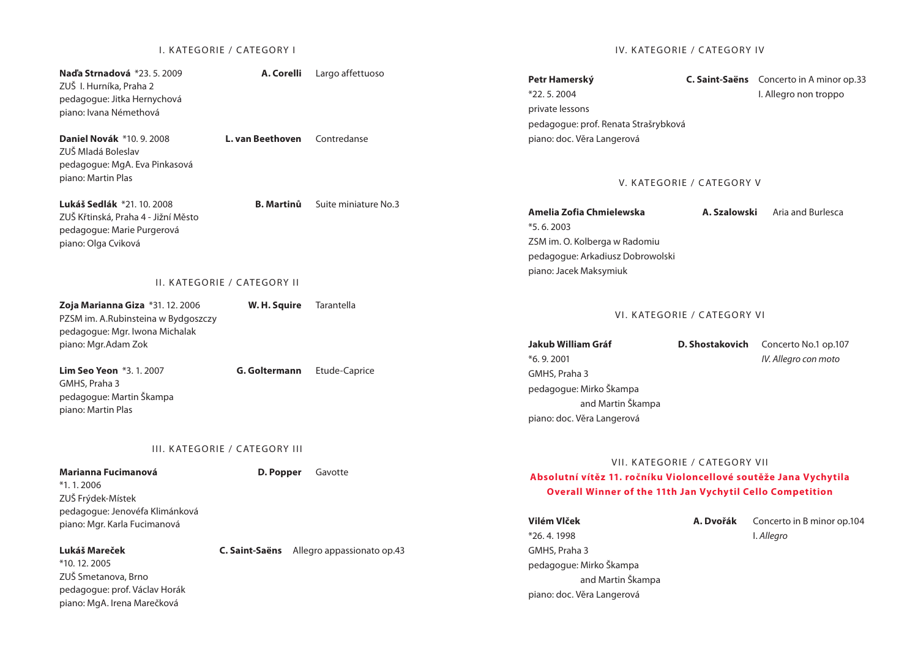## I. KATEGORIE / CATEGORY I

**Naďa Strnadová** *23. 5. 2009 — **A. Corelli** — Largo affettuoso
ZUŠ I. Hurníka, Praha 2
pedagogue: Jitka Hernychová
piano: Ivana Némethová

**Daniel Novák** *10. 9. 2008 — **L. van Beethoven** — Contredanse
ZUŠ Mladá Boleslav
pedagogue: MgA. Eva Pinkasová
piano: Martin Plas

**Lukáš Sedlák** *21. 10. 2008 — **B. Martinů** — Suite miniature No.3
ZUŠ Křtinská, Praha 4 - Jižní Město
pedagogue: Marie Purgerová
piano: Olga Cviková

## II. KATEGORIE / CATEGORY II

**Zoja Marianna Giza** *31. 12. 2006 — **W. H. Squire** — Tarantella
PZSM im. A.Rubinsteina w Bydgoszczy
pedagogue: Mgr. Iwona Michalak
piano: Mgr.Adam Zok

**Lim Seo Yeon** *3. 1. 2007 — **G. Goltermann** — Etude-Caprice
GMHS, Praha 3
pedagogue: Martin Škampa
piano: Martin Plas

## III. KATEGORIE / CATEGORY III

**Marianna Fucimanová** — **D. Popper** — Gavotte
*1. 1. 2006
ZUŠ Frýdek-Místek
pedagogue: Jenovéfa Klimánková
piano: Mgr. Karla Fucimanová

**Lukáš Mareček** — **C. Saint-Saëns** — Allegro appassionato op.43
*10. 12. 2005
ZUŠ Smetanova, Brno
pedagogue: prof. Václav Horák
piano: MgA. Irena Marečková

## IV. KATEGORIE / CATEGORY IV

**Petr Hamerský** — **C. Saint-Saëns** — Concerto in A minor op.33
I. Allegro non troppo
*22. 5. 2004
private lessons
pedagogue: prof. Renata Strašrybková
piano: doc. Věra Langerová

## V. KATEGORIE / CATEGORY V

**Amelia Zofia Chmielewska** — **A. Szalowski** — Aria and Burlesca
*5. 6. 2003
ZSM im. O. Kolberga w Radomiu
pedagogue: Arkadiusz Dobrowolski
piano: Jacek Maksymiuk

## VI. KATEGORIE / CATEGORY VI

**Jakub William Gráf** — **D. Shostakovich** — Concerto No.1 op.107
*IV. Allegro con moto*
*6. 9. 2001
GMHS, Praha 3
pedagogue: Mirko Škampa
and Martin Škampa
piano: doc. Věra Langerová

## VII. KATEGORIE / CATEGORY VII

**Absolutní vítěz 11. ročníku Violoncellové soutěže Jana Vychytila**
**Overall Winner of the 11th Jan Vychytil Cello Competition**

**Vilém Vlček** — **A. Dvořák** — Concerto in B minor op.104
I. *Allegro*
*26. 4. 1998
GMHS, Praha 3
pedagogue: Mirko Škampa
and Martin Škampa
piano: doc. Věra Langerová